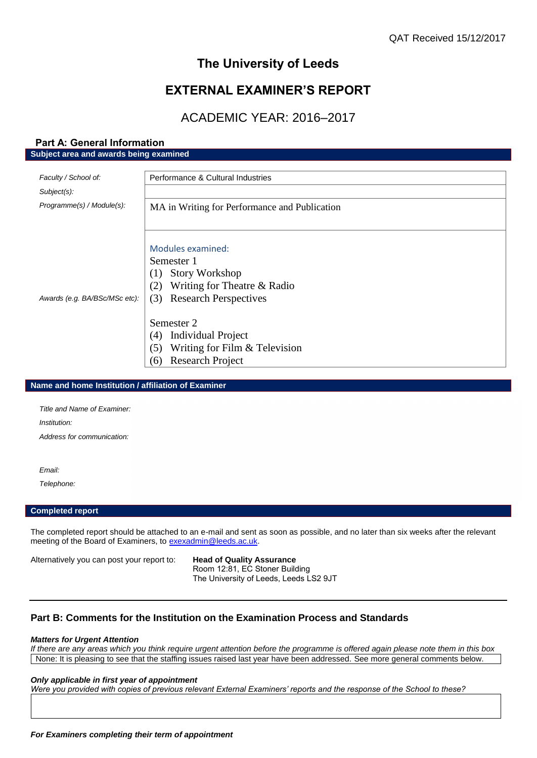QAT Received 15/12/2017

# The University of Leeds

# EXTERNAL EXAMINER'S REPORT

## ACADEMIC YEAR: 2016–2017

### Part A: General Information

**Subject area and awards being examined**

| | |
|---|---|
| *Faculty / School of:* | Performance & Cultural Industries |
| *Subject(s):* | |
| *Programme(s) / Module(s):* | MA in Writing for Performance and Publication |
| *Awards (e.g. BA/BSc/MSc etc):* | Modules examined:<br>Semester 1<br>(1) Story Workshop<br>(2) Writing for Theatre & Radio<br>(3) Research Perspectives<br><br>Semester 2<br>(4) Individual Project<br>(5) Writing for Film & Television<br>(6) Research Project |

**Name and home Institution / affiliation of Examiner**

*Title and Name of Examiner:*

*Institution:*

*Address for communication:*

*Email:*

*Telephone:*

**Completed report**

The completed report should be attached to an e-mail and sent as soon as possible, and no later than six weeks after the relevant meeting of the Board of Examiners, to exexadmin@leeds.ac.uk.

Alternatively you can post your report to: **Head of Quality Assurance**
Room 12:81, EC Stoner Building
The University of Leeds, Leeds LS2 9JT

---

### Part B: Comments for the Institution on the Examination Process and Standards

***Matters for Urgent Attention***

*If there are any areas which you think require urgent attention before the programme is offered again please note them in this box*

None: It is pleasing to see that the staffing issues raised last year have been addressed. See more general comments below.

***Only applicable in first year of appointment***

*Were you provided with copies of previous relevant External Examiners' reports and the response of the School to these?*

***For Examiners completing their term of appointment***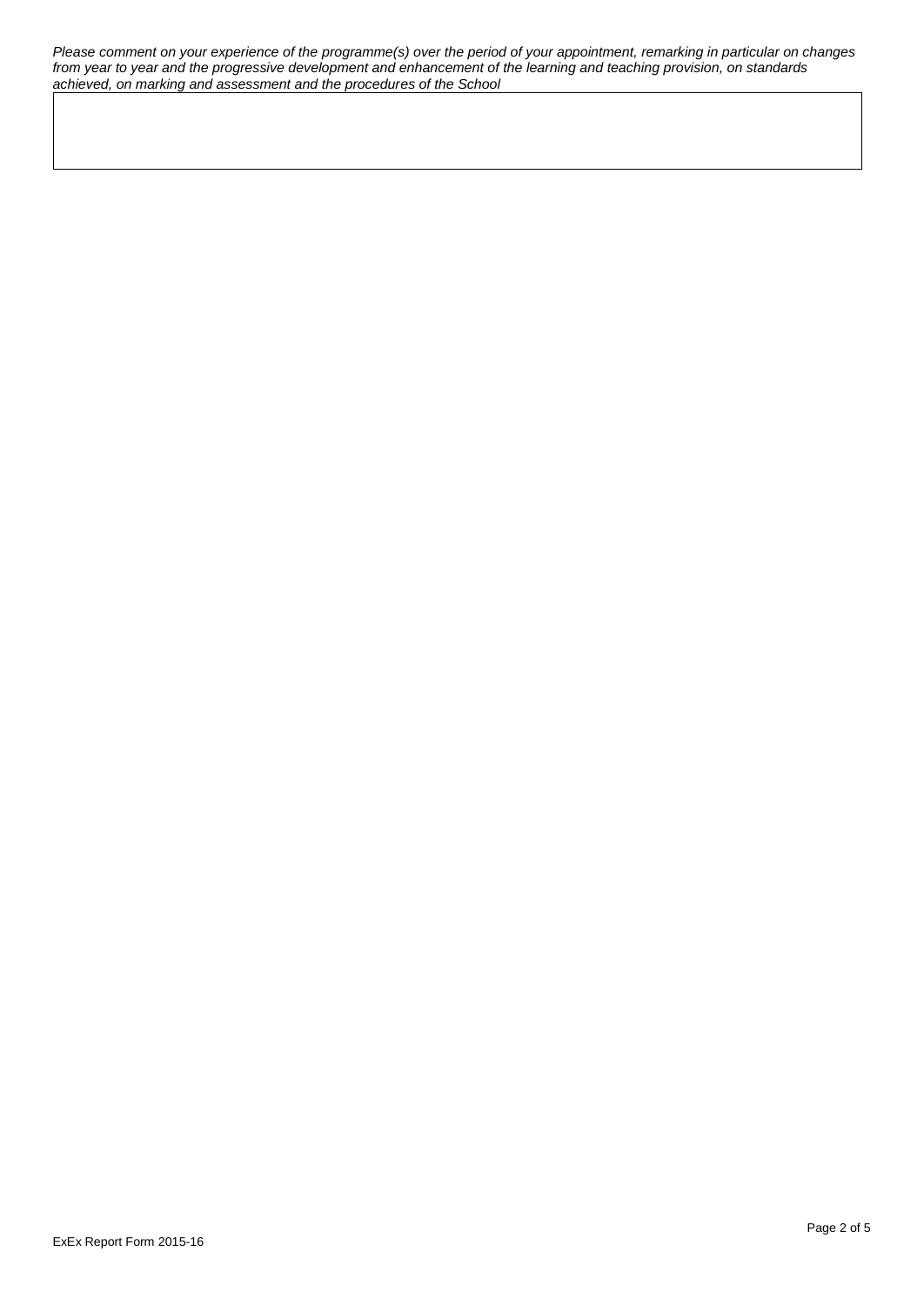*Please comment on your experience of the programme(s) over the period of your appointment, remarking in particular on changes from year to year and the progressive development and enhancement of the learning and teaching provision, on standards achieved, on marking and assessment and the procedures of the School*

| |
|---|
| |

ExEx Report Form 2015-16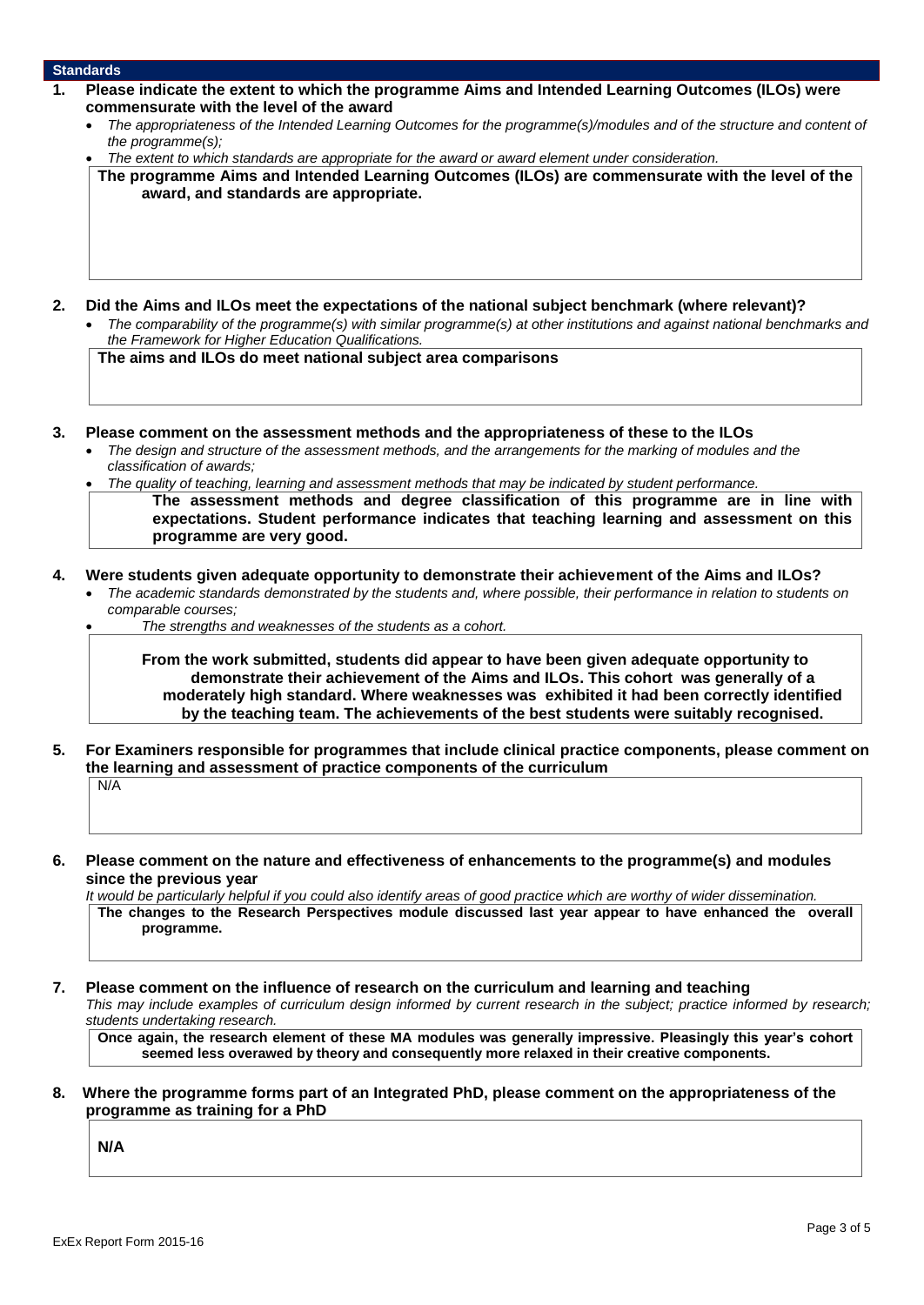## Standards

**1. Please indicate the extent to which the programme Aims and Intended Learning Outcomes (ILOs) were commensurate with the level of the award**

- *The appropriateness of the Intended Learning Outcomes for the programme(s)/modules and of the structure and content of the programme(s);*
- *The extent to which standards are appropriate for the award or award element under consideration.*

**The programme Aims and Intended Learning Outcomes (ILOs) are commensurate with the level of the award, and standards are appropriate.**

**2. Did the Aims and ILOs meet the expectations of the national subject benchmark (where relevant)?**

- *The comparability of the programme(s) with similar programme(s) at other institutions and against national benchmarks and the Framework for Higher Education Qualifications.*

**The aims and ILOs do meet national subject area comparisons**

**3. Please comment on the assessment methods and the appropriateness of these to the ILOs**

- *The design and structure of the assessment methods, and the arrangements for the marking of modules and the classification of awards;*
- *The quality of teaching, learning and assessment methods that may be indicated by student performance.*

**The assessment methods and degree classification of this programme are in line with expectations. Student performance indicates that teaching learning and assessment on this programme are very good.**

**4. Were students given adequate opportunity to demonstrate their achievement of the Aims and ILOs?**

- *The academic standards demonstrated by the students and, where possible, their performance in relation to students on comparable courses;*
- *The strengths and weaknesses of the students as a cohort.*

**From the work submitted, students did appear to have been given adequate opportunity to demonstrate their achievement of the Aims and ILOs. This cohort was generally of a moderately high standard. Where weaknesses was exhibited it had been correctly identified by the teaching team. The achievements of the best students were suitably recognised.**

**5. For Examiners responsible for programmes that include clinical practice components, please comment on the learning and assessment of practice components of the curriculum**

N/A

**6. Please comment on the nature and effectiveness of enhancements to the programme(s) and modules since the previous year**

*It would be particularly helpful if you could also identify areas of good practice which are worthy of wider dissemination.*

**The changes to the Research Perspectives module discussed last year appear to have enhanced the overall programme.**

**7. Please comment on the influence of research on the curriculum and learning and teaching**

*This may include examples of curriculum design informed by current research in the subject; practice informed by research; students undertaking research.*

**Once again, the research element of these MA modules was generally impressive. Pleasingly this year's cohort seemed less overawed by theory and consequently more relaxed in their creative components.**

**8. Where the programme forms part of an Integrated PhD, please comment on the appropriateness of the programme as training for a PhD**

**N/A**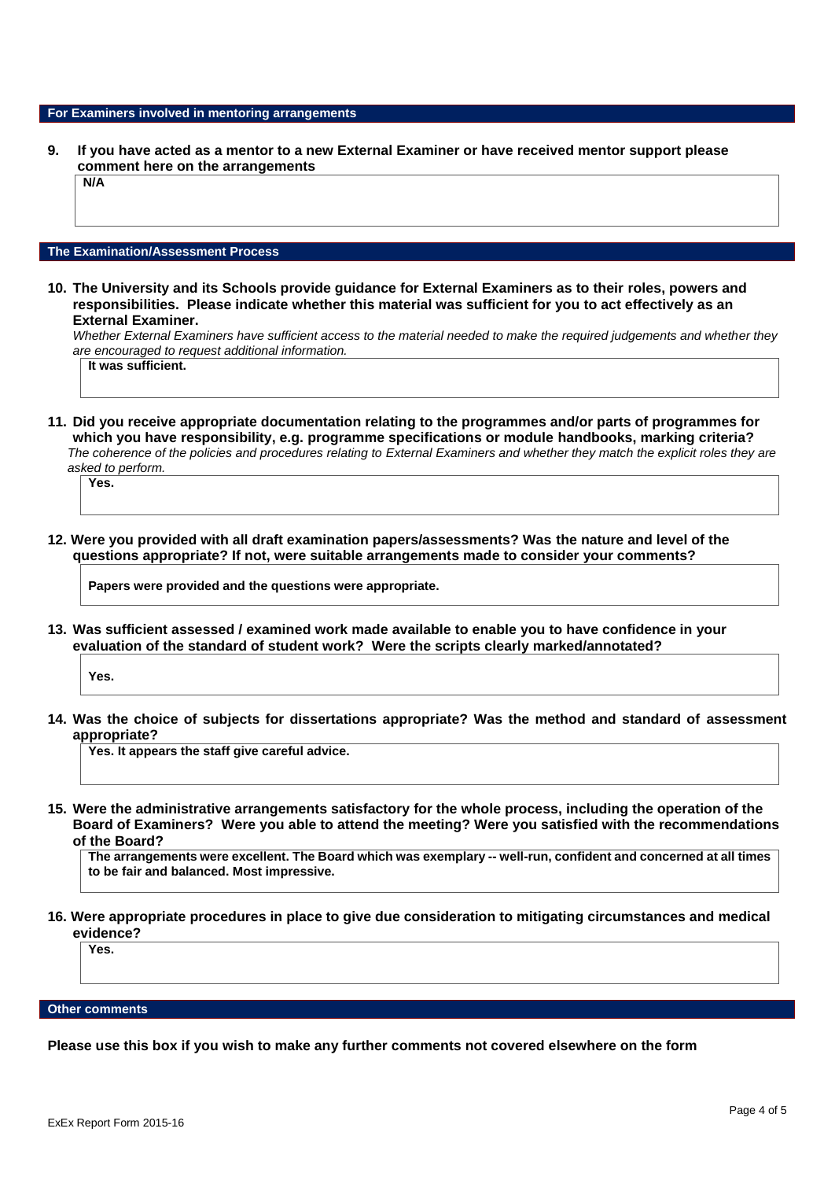## For Examiners involved in mentoring arrangements

**9. If you have acted as a mentor to a new External Examiner or have received mentor support please comment here on the arrangements**

**N/A**

## The Examination/Assessment Process

**10. The University and its Schools provide guidance for External Examiners as to their roles, powers and responsibilities. Please indicate whether this material was sufficient for you to act effectively as an External Examiner.**

*Whether External Examiners have sufficient access to the material needed to make the required judgements and whether they are encouraged to request additional information.*

**It was sufficient.**

**11. Did you receive appropriate documentation relating to the programmes and/or parts of programmes for which you have responsibility, e.g. programme specifications or module handbooks, marking criteria?**

*The coherence of the policies and procedures relating to External Examiners and whether they match the explicit roles they are asked to perform.*

**Yes.**

**12. Were you provided with all draft examination papers/assessments? Was the nature and level of the questions appropriate? If not, were suitable arrangements made to consider your comments?**

**Papers were provided and the questions were appropriate.**

**13. Was sufficient assessed / examined work made available to enable you to have confidence in your evaluation of the standard of student work? Were the scripts clearly marked/annotated?**

**Yes.**

**14. Was the choice of subjects for dissertations appropriate? Was the method and standard of assessment appropriate?**

**Yes. It appears the staff give careful advice.**

**15. Were the administrative arrangements satisfactory for the whole process, including the operation of the Board of Examiners? Were you able to attend the meeting? Were you satisfied with the recommendations of the Board?**

**The arrangements were excellent. The Board which was exemplary -- well-run, confident and concerned at all times to be fair and balanced. Most impressive.**

**16. Were appropriate procedures in place to give due consideration to mitigating circumstances and medical evidence?**

**Yes.**

## Other comments

**Please use this box if you wish to make any further comments not covered elsewhere on the form**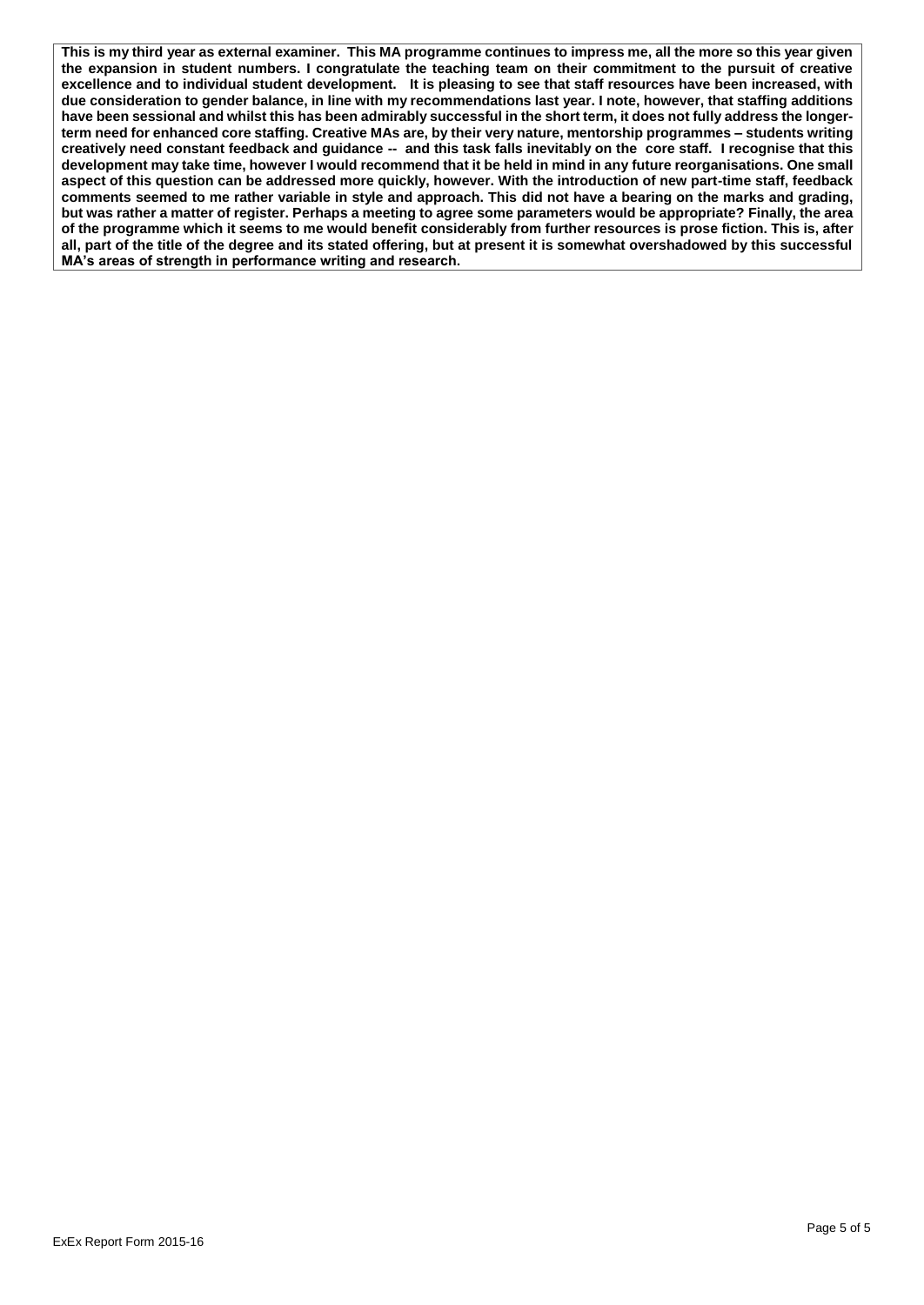**This is my third year as external examiner. This MA programme continues to impress me, all the more so this year given the expansion in student numbers. I congratulate the teaching team on their commitment to the pursuit of creative excellence and to individual student development. It is pleasing to see that staff resources have been increased, with due consideration to gender balance, in line with my recommendations last year. I note, however, that staffing additions have been sessional and whilst this has been admirably successful in the short term, it does not fully address the longer-term need for enhanced core staffing. Creative MAs are, by their very nature, mentorship programmes – students writing creatively need constant feedback and guidance -- and this task falls inevitably on the core staff. I recognise that this development may take time, however I would recommend that it be held in mind in any future reorganisations. One small aspect of this question can be addressed more quickly, however. With the introduction of new part-time staff, feedback comments seemed to me rather variable in style and approach. This did not have a bearing on the marks and grading, but was rather a matter of register. Perhaps a meeting to agree some parameters would be appropriate? Finally, the area of the programme which it seems to me would benefit considerably from further resources is prose fiction. This is, after all, part of the title of the degree and its stated offering, but at present it is somewhat overshadowed by this successful MA's areas of strength in performance writing and research.**

ExEx Report Form 2015-16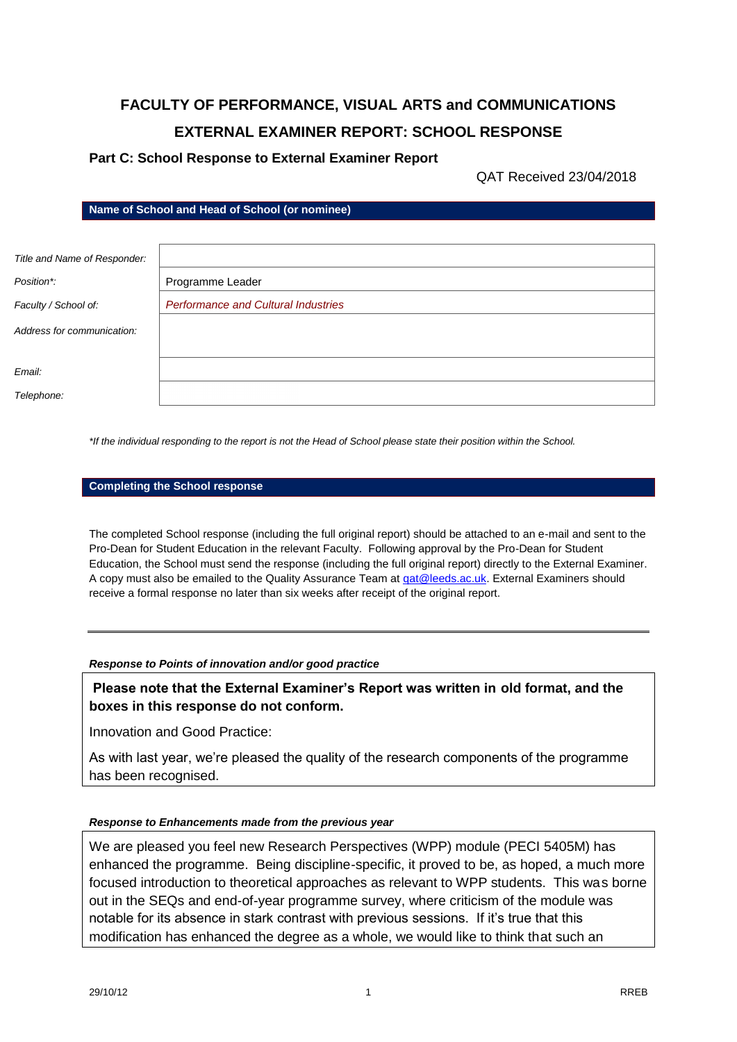# FACULTY OF PERFORMANCE, VISUAL ARTS and COMMUNICATIONS

## EXTERNAL EXAMINER REPORT: SCHOOL RESPONSE

### Part C: School Response to External Examiner Report

QAT Received 23/04/2018

**Name of School and Head of School (or nominee)**

| | |
|---|---|
| *Title and Name of Responder:* | |
| *Position\*:* | Programme Leader |
| *Faculty / School of:* | *Performance and Cultural Industries* |
| *Address for communication:* | |
| *Email:* | |
| *Telephone:* | |

*\*If the individual responding to the report is not the Head of School please state their position within the School.*

**Completing the School response**

The completed School response (including the full original report) should be attached to an e-mail and sent to the Pro-Dean for Student Education in the relevant Faculty. Following approval by the Pro-Dean for Student Education, the School must send the response (including the full original report) directly to the External Examiner. A copy must also be emailed to the Quality Assurance Team at qat@leeds.ac.uk. External Examiners should receive a formal response no later than six weeks after receipt of the original report.

---

***Response to Points of innovation and/or good practice***

**Please note that the External Examiner's Report was written in old format, and the boxes in this response do not conform.**

Innovation and Good Practice:

As with last year, we're pleased the quality of the research components of the programme has been recognised.

***Response to Enhancements made from the previous year***

We are pleased you feel new Research Perspectives (WPP) module (PECI 5405M) has enhanced the programme. Being discipline-specific, it proved to be, as hoped, a much more focused introduction to theoretical approaches as relevant to WPP students. This was borne out in the SEQs and end-of-year programme survey, where criticism of the module was notable for its absence in stark contrast with previous sessions. If it's true that this modification has enhanced the degree as a whole, we would like to think that such an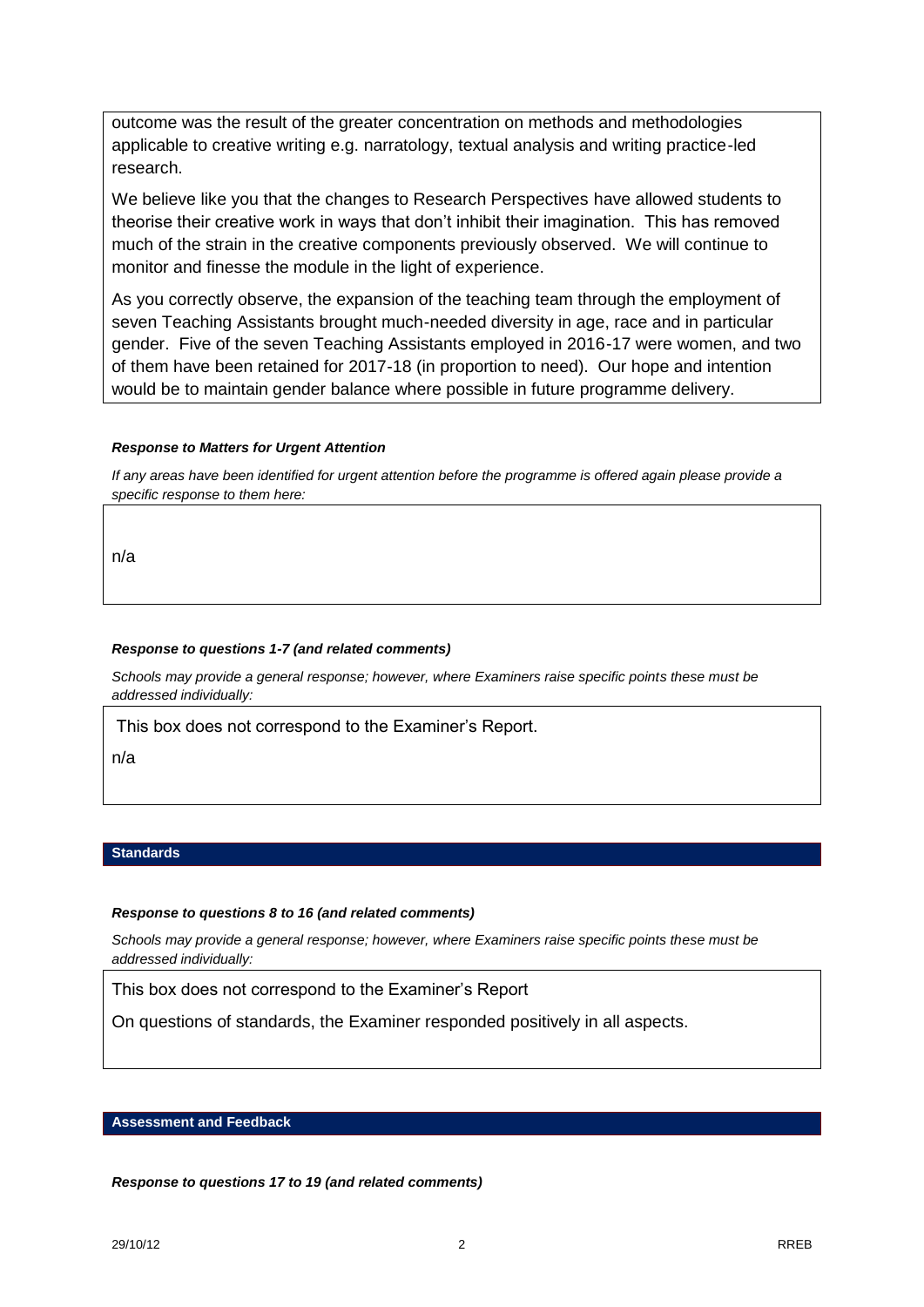outcome was the result of the greater concentration on methods and methodologies applicable to creative writing e.g. narratology, textual analysis and writing practice-led research.

We believe like you that the changes to Research Perspectives have allowed students to theorise their creative work in ways that don't inhibit their imagination. This has removed much of the strain in the creative components previously observed. We will continue to monitor and finesse the module in the light of experience.

As you correctly observe, the expansion of the teaching team through the employment of seven Teaching Assistants brought much-needed diversity in age, race and in particular gender. Five of the seven Teaching Assistants employed in 2016-17 were women, and two of them have been retained for 2017-18 (in proportion to need). Our hope and intention would be to maintain gender balance where possible in future programme delivery.

***Response to Matters for Urgent Attention***

*If any areas have been identified for urgent attention before the programme is offered again please provide a specific response to them here:*

n/a

***Response to questions 1-7 (and related comments)***

*Schools may provide a general response; however, where Examiners raise specific points these must be addressed individually:*

This box does not correspond to the Examiner's Report.

n/a

## Standards

***Response to questions 8 to 16 (and related comments)***

*Schools may provide a general response; however, where Examiners raise specific points these must be addressed individually:*

This box does not correspond to the Examiner's Report

On questions of standards, the Examiner responded positively in all aspects.

## Assessment and Feedback

***Response to questions 17 to 19 (and related comments)***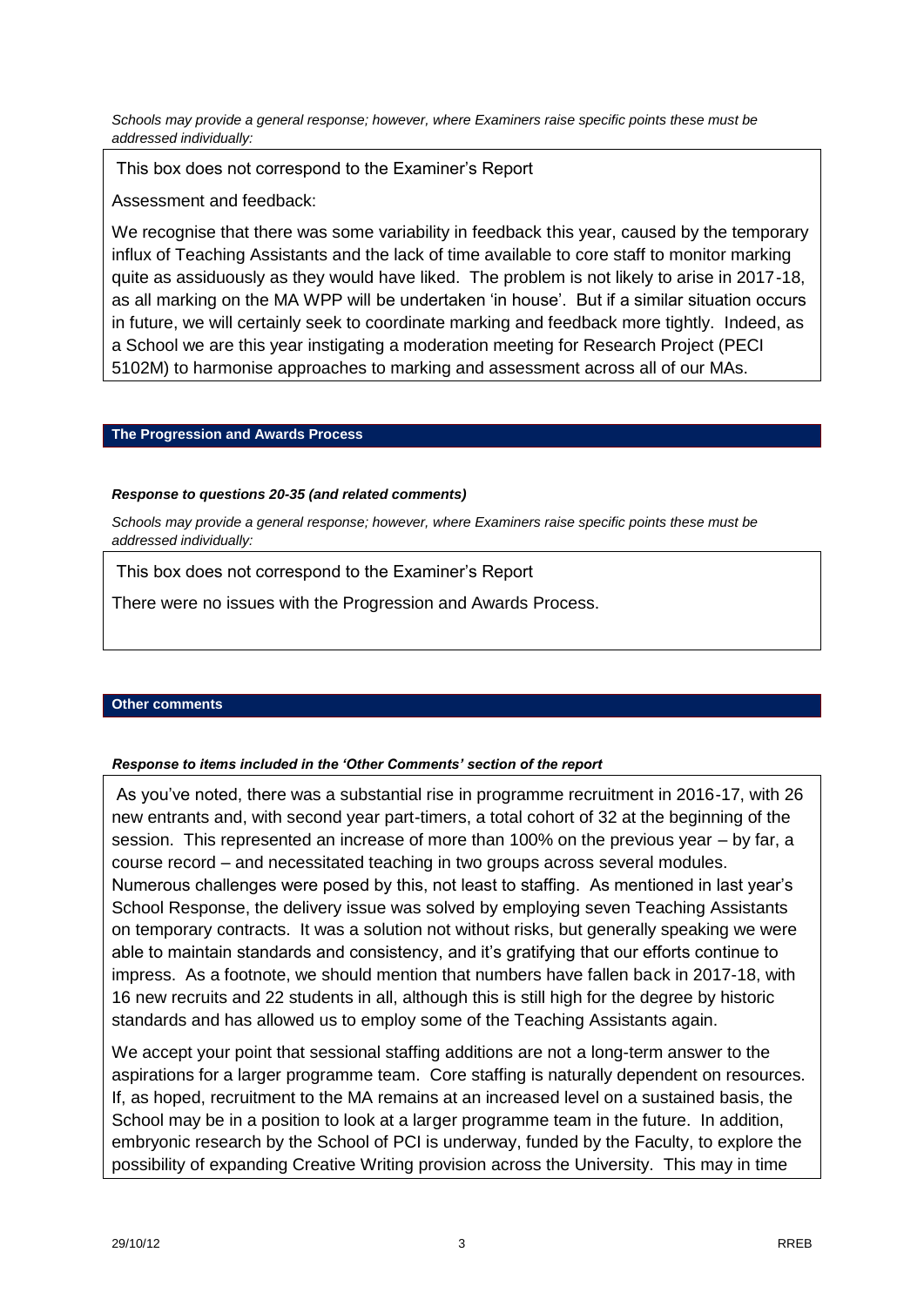*Schools may provide a general response; however, where Examiners raise specific points these must be addressed individually:*

This box does not correspond to the Examiner's Report

Assessment and feedback:

We recognise that there was some variability in feedback this year, caused by the temporary influx of Teaching Assistants and the lack of time available to core staff to monitor marking quite as assiduously as they would have liked. The problem is not likely to arise in 2017-18, as all marking on the MA WPP will be undertaken 'in house'. But if a similar situation occurs in future, we will certainly seek to coordinate marking and feedback more tightly. Indeed, as a School we are this year instigating a moderation meeting for Research Project (PECI 5102M) to harmonise approaches to marking and assessment across all of our MAs.

## The Progression and Awards Process

***Response to questions 20-35 (and related comments)***

*Schools may provide a general response; however, where Examiners raise specific points these must be addressed individually:*

This box does not correspond to the Examiner's Report

There were no issues with the Progression and Awards Process.

## Other comments

***Response to items included in the 'Other Comments' section of the report***

As you've noted, there was a substantial rise in programme recruitment in 2016-17, with 26 new entrants and, with second year part-timers, a total cohort of 32 at the beginning of the session. This represented an increase of more than 100% on the previous year – by far, a course record – and necessitated teaching in two groups across several modules. Numerous challenges were posed by this, not least to staffing. As mentioned in last year's School Response, the delivery issue was solved by employing seven Teaching Assistants on temporary contracts. It was a solution not without risks, but generally speaking we were able to maintain standards and consistency, and it's gratifying that our efforts continue to impress. As a footnote, we should mention that numbers have fallen back in 2017-18, with 16 new recruits and 22 students in all, although this is still high for the degree by historic standards and has allowed us to employ some of the Teaching Assistants again.

We accept your point that sessional staffing additions are not a long-term answer to the aspirations for a larger programme team. Core staffing is naturally dependent on resources. If, as hoped, recruitment to the MA remains at an increased level on a sustained basis, the School may be in a position to look at a larger programme team in the future. In addition, embryonic research by the School of PCI is underway, funded by the Faculty, to explore the possibility of expanding Creative Writing provision across the University. This may in time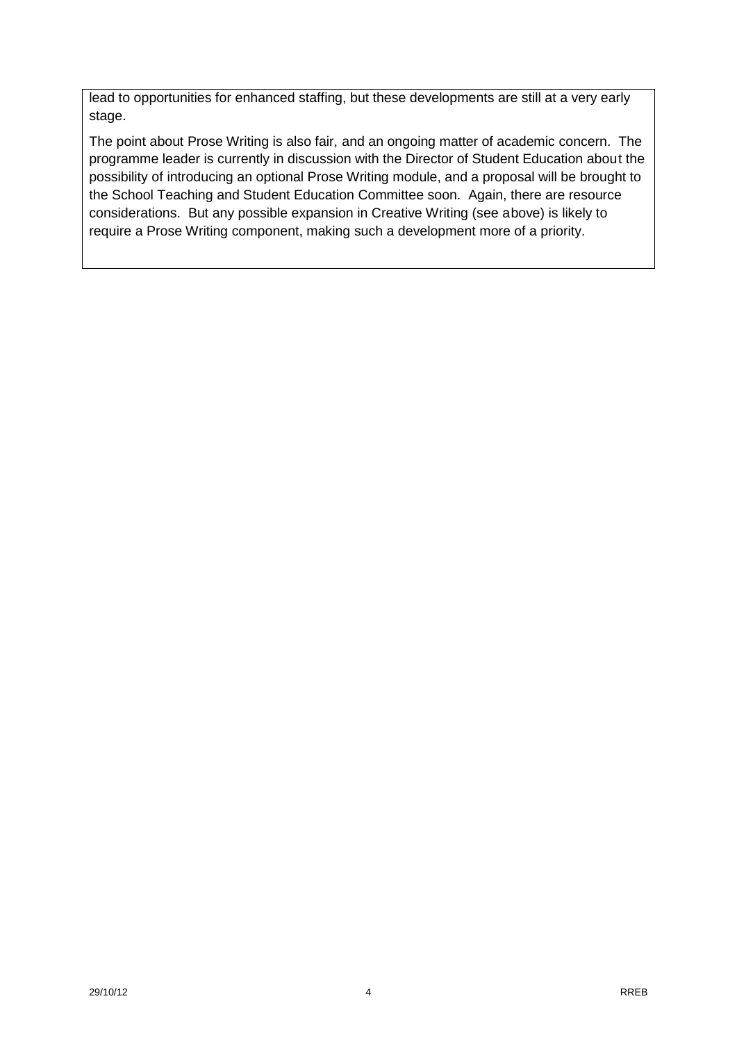lead to opportunities for enhanced staffing, but these developments are still at a very early stage.

The point about Prose Writing is also fair, and an ongoing matter of academic concern. The programme leader is currently in discussion with the Director of Student Education about the possibility of introducing an optional Prose Writing module, and a proposal will be brought to the School Teaching and Student Education Committee soon. Again, there are resource considerations. But any possible expansion in Creative Writing (see above) is likely to require a Prose Writing component, making such a development more of a priority.